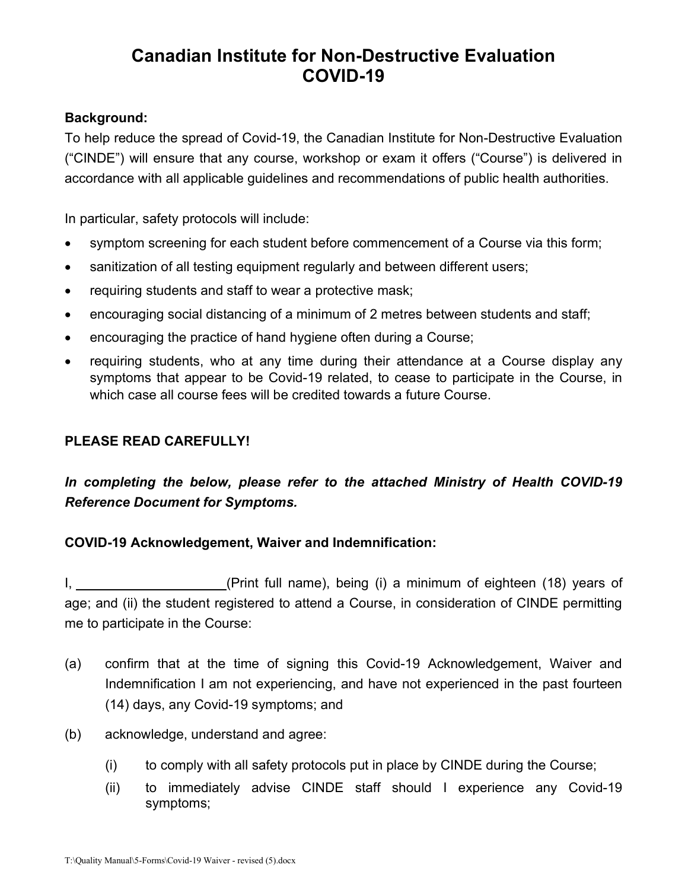# Canadian Institute for Non-Destructive Evaluation
# COVID-19

**Background:**

To help reduce the spread of Covid-19, the Canadian Institute for Non-Destructive Evaluation ("CINDE") will ensure that any course, workshop or exam it offers ("Course") is delivered in accordance with all applicable guidelines and recommendations of public health authorities.

In particular, safety protocols will include:

- symptom screening for each student before commencement of a Course via this form;
- sanitization of all testing equipment regularly and between different users;
- requiring students and staff to wear a protective mask;
- encouraging social distancing of a minimum of 2 metres between students and staff;
- encouraging the practice of hand hygiene often during a Course;
- requiring students, who at any time during their attendance at a Course display any symptoms that appear to be Covid-19 related, to cease to participate in the Course, in which case all course fees will be credited towards a future Course.

**PLEASE READ CAREFULLY!**

***In completing the below, please refer to the attached Ministry of Health COVID-19 Reference Document for Symptoms.***

**COVID-19 Acknowledgement, Waiver and Indemnification:**

I, ____________________(Print full name), being (i) a minimum of eighteen (18) years of age; and (ii) the student registered to attend a Course, in consideration of CINDE permitting me to participate in the Course:

(a) confirm that at the time of signing this Covid-19 Acknowledgement, Waiver and Indemnification I am not experiencing, and have not experienced in the past fourteen (14) days, any Covid-19 symptoms; and

(b) acknowledge, understand and agree:

  (i) to comply with all safety protocols put in place by CINDE during the Course;

  (ii) to immediately advise CINDE staff should I experience any Covid-19 symptoms;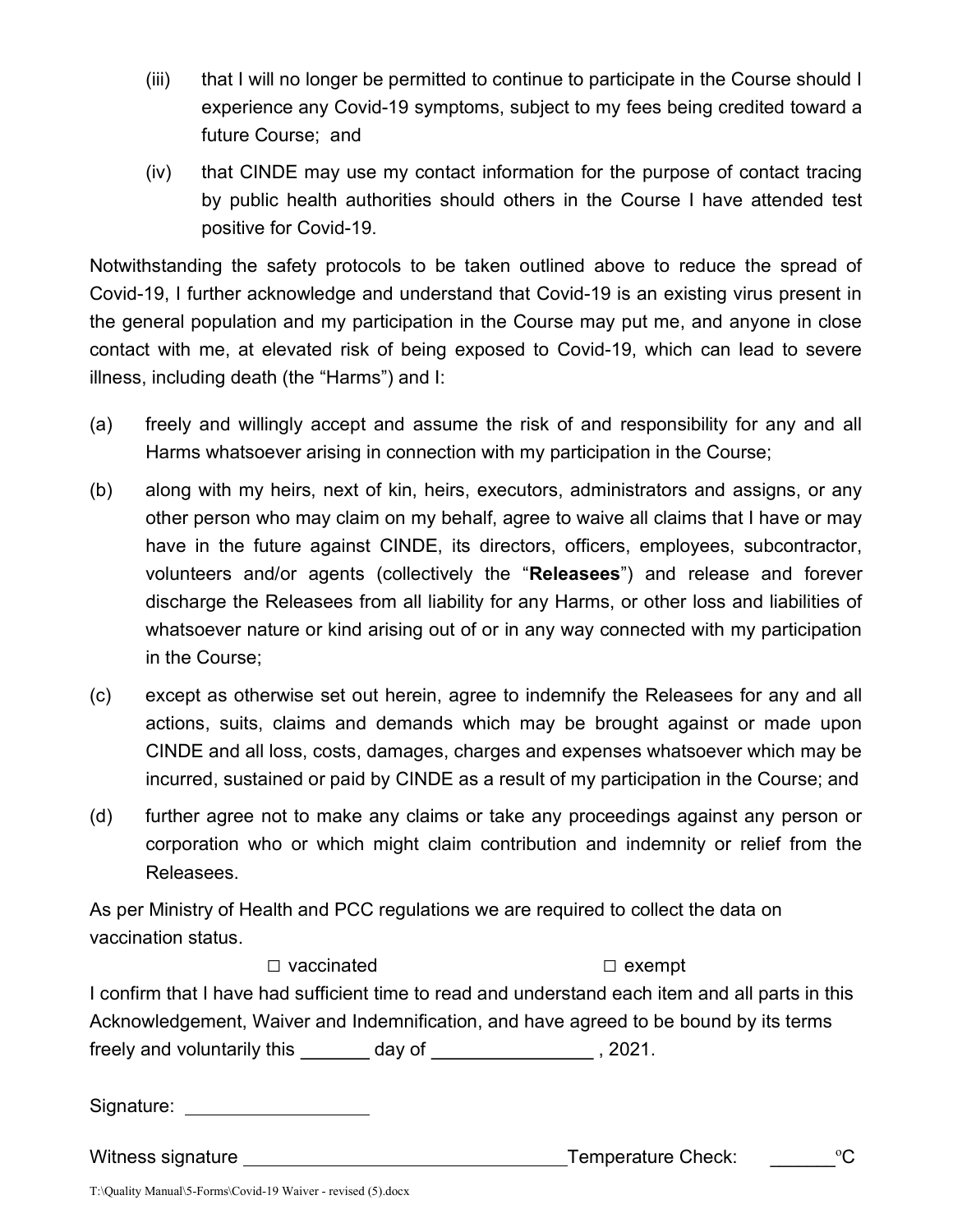(iii) that I will no longer be permitted to continue to participate in the Course should I experience any Covid-19 symptoms, subject to my fees being credited toward a future Course; and

(iv) that CINDE may use my contact information for the purpose of contact tracing by public health authorities should others in the Course I have attended test positive for Covid-19.

Notwithstanding the safety protocols to be taken outlined above to reduce the spread of Covid-19, I further acknowledge and understand that Covid-19 is an existing virus present in the general population and my participation in the Course may put me, and anyone in close contact with me, at elevated risk of being exposed to Covid-19, which can lead to severe illness, including death (the "Harms") and I:

(a) freely and willingly accept and assume the risk of and responsibility for any and all Harms whatsoever arising in connection with my participation in the Course;

(b) along with my heirs, next of kin, heirs, executors, administrators and assigns, or any other person who may claim on my behalf, agree to waive all claims that I have or may have in the future against CINDE, its directors, officers, employees, subcontractor, volunteers and/or agents (collectively the "**Releasees**") and release and forever discharge the Releasees from all liability for any Harms, or other loss and liabilities of whatsoever nature or kind arising out of or in any way connected with my participation in the Course;

(c) except as otherwise set out herein, agree to indemnify the Releasees for any and all actions, suits, claims and demands which may be brought against or made upon CINDE and all loss, costs, damages, charges and expenses whatsoever which may be incurred, sustained or paid by CINDE as a result of my participation in the Course; and

(d) further agree not to make any claims or take any proceedings against any person or corporation who or which might claim contribution and indemnity or relief from the Releasees.

As per Ministry of Health and PCC regulations we are required to collect the data on vaccination status.

☐ vaccinated ☐ exempt

I confirm that I have had sufficient time to read and understand each item and all parts in this Acknowledgement, Waiver and Indemnification, and have agreed to be bound by its terms freely and voluntarily this _______ day of _______________ , 2021.

Signature: __________________

Witness signature ________________________________ Temperature Check: ______°C

T:\Quality Manual\5-Forms\Covid-19 Waiver - revised (5).docx